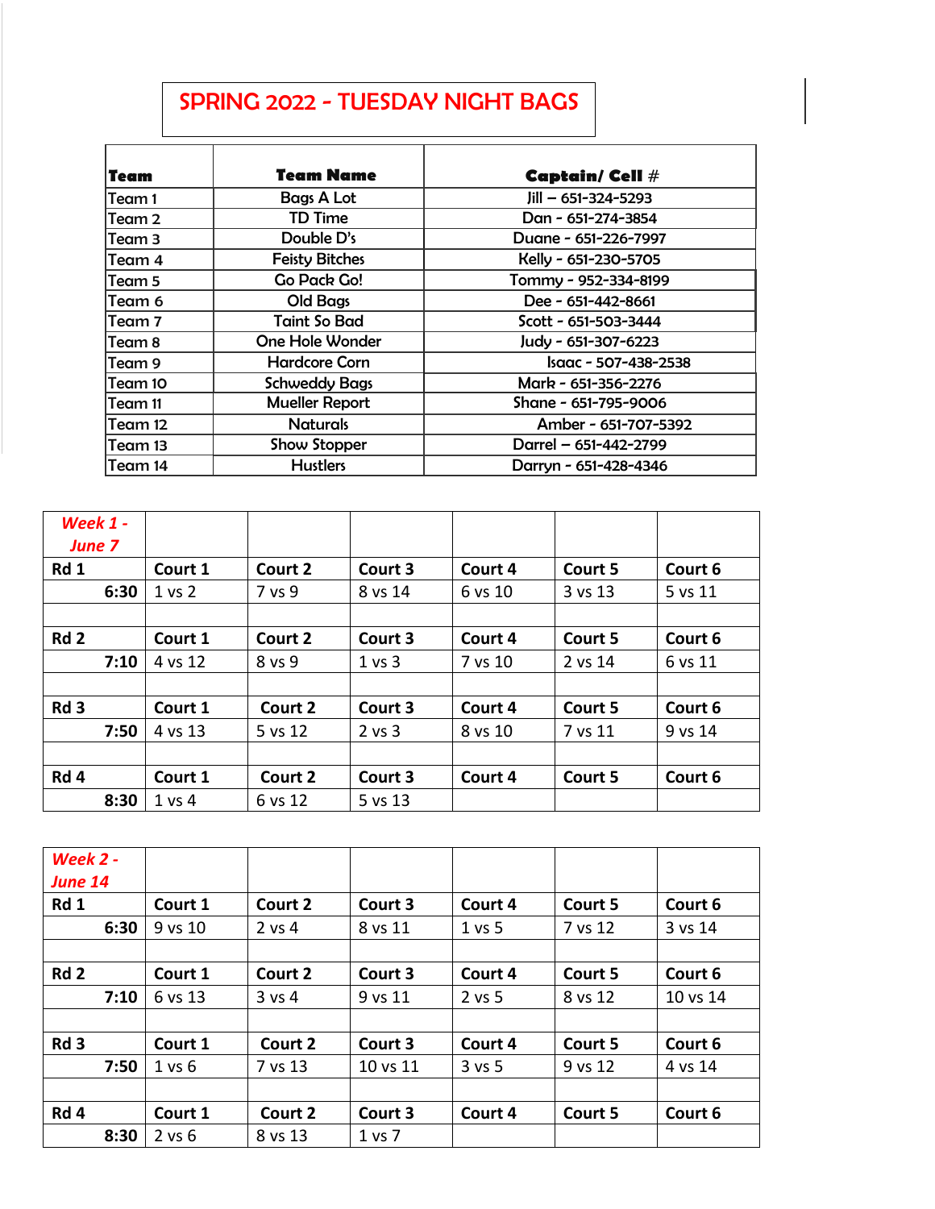# SPRING 2022 - TUESDAY NIGHT BAGS

| Team | Team Name | Captain/ Cell # |
|---|---|---|
| Team 1 | Bags A Lot | Jill – 651-324-5293 |
| Team 2 | TD Time | Dan - 651-274-3854 |
| Team 3 | Double D's | Duane - 651-226-7997 |
| Team 4 | Feisty Bitches | Kelly - 651-230-5705 |
| Team 5 | Go Pack Go! | Tommy - 952-334-8199 |
| Team 6 | Old Bags | Dee - 651-442-8661 |
| Team 7 | Taint So Bad | Scott - 651-503-3444 |
| Team 8 | One Hole Wonder | Judy - 651-307-6223 |
| Team 9 | Hardcore Corn | Isaac - 507-438-2538 |
| Team 10 | Schweddy Bags | Mark - 651-356-2276 |
| Team 11 | Mueller Report | Shane - 651-795-9006 |
| Team 12 | Naturals | Amber - 651-707-5392 |
| Team 13 | Show Stopper | Darrel – 651-442-2799 |
| Team 14 | Hustlers | Darryn - 651-428-4346 |

| Week 1 - June 7 | | | | | | |
|---|---|---|---|---|---|---|
| Rd 1 | Court 1 | Court 2 | Court 3 | Court 4 | Court 5 | Court 6 |
| 6:30 | 1 vs 2 | 7 vs 9 | 8 vs 14 | 6 vs 10 | 3 vs 13 | 5 vs 11 |
| | | | | | | |
| Rd 2 | Court 1 | Court 2 | Court 3 | Court 4 | Court 5 | Court 6 |
| 7:10 | 4 vs 12 | 8 vs 9 | 1 vs 3 | 7 vs 10 | 2 vs 14 | 6 vs 11 |
| | | | | | | |
| Rd 3 | Court 1 | Court 2 | Court 3 | Court 4 | Court 5 | Court 6 |
| 7:50 | 4 vs 13 | 5 vs 12 | 2 vs 3 | 8 vs 10 | 7 vs 11 | 9 vs 14 |
| | | | | | | |
| Rd 4 | Court 1 | Court 2 | Court 3 | Court 4 | Court 5 | Court 6 |
| 8:30 | 1 vs 4 | 6 vs 12 | 5 vs 13 | | | |

| Week 2 - June 14 | | | | | | |
|---|---|---|---|---|---|---|
| Rd 1 | Court 1 | Court 2 | Court 3 | Court 4 | Court 5 | Court 6 |
| 6:30 | 9 vs 10 | 2 vs 4 | 8 vs 11 | 1 vs 5 | 7 vs 12 | 3 vs 14 |
| | | | | | | |
| Rd 2 | Court 1 | Court 2 | Court 3 | Court 4 | Court 5 | Court 6 |
| 7:10 | 6 vs 13 | 3 vs 4 | 9 vs 11 | 2 vs 5 | 8 vs 12 | 10 vs 14 |
| | | | | | | |
| Rd 3 | Court 1 | Court 2 | Court 3 | Court 4 | Court 5 | Court 6 |
| 7:50 | 1 vs 6 | 7 vs 13 | 10 vs 11 | 3 vs 5 | 9 vs 12 | 4 vs 14 |
| | | | | | | |
| Rd 4 | Court 1 | Court 2 | Court 3 | Court 4 | Court 5 | Court 6 |
| 8:30 | 2 vs 6 | 8 vs 13 | 1 vs 7 | | | |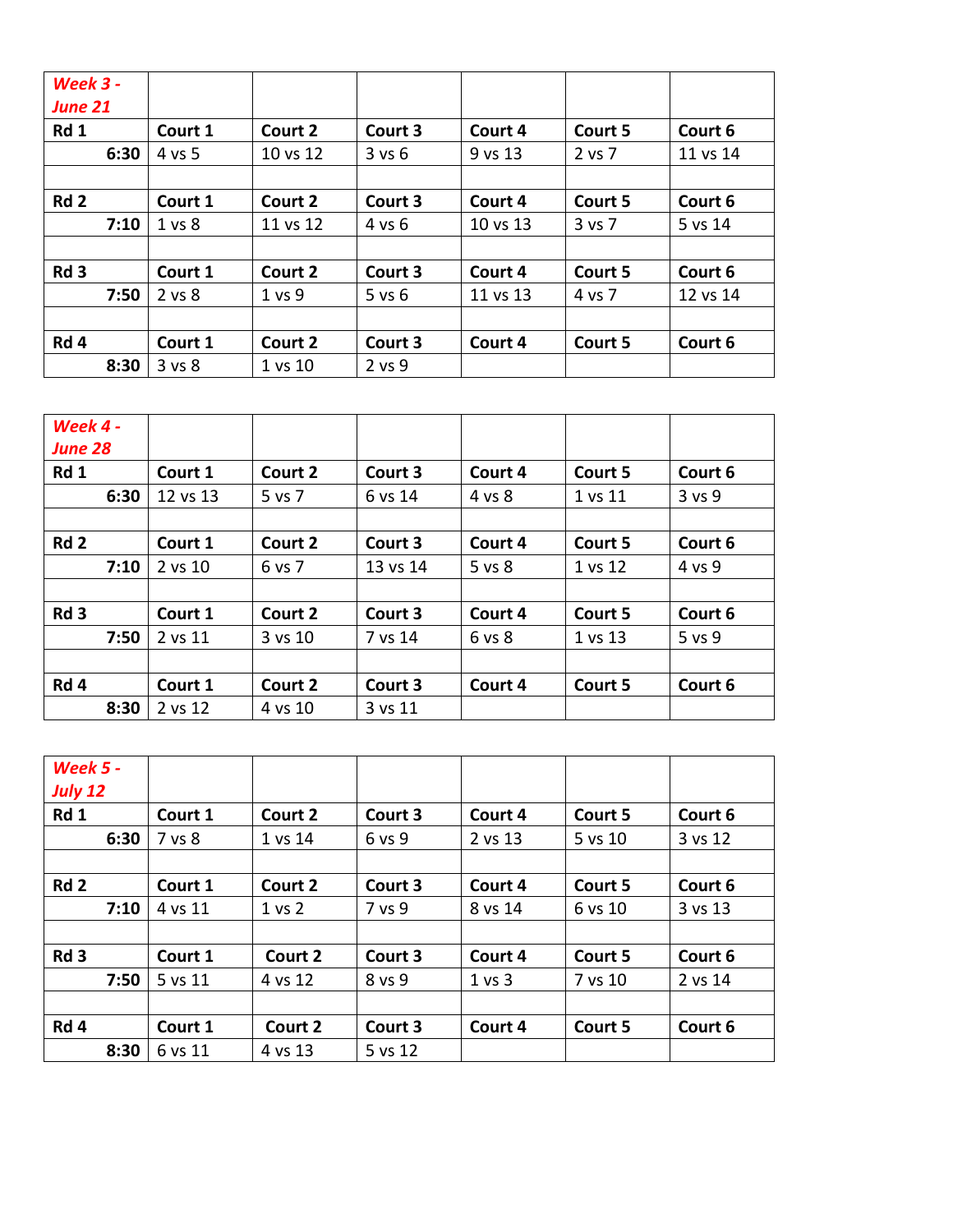| ***Week 3 - June 21*** | | | | | | |
|---|---|---|---|---|---|---|
| **Rd 1** | **Court 1** | **Court 2** | **Court 3** | **Court 4** | **Court 5** | **Court 6** |
| **6:30** | 4 vs 5 | 10 vs 12 | 3 vs 6 | 9 vs 13 | 2 vs 7 | 11 vs 14 |
| | | | | | | |
| **Rd 2** | **Court 1** | **Court 2** | **Court 3** | **Court 4** | **Court 5** | **Court 6** |
| **7:10** | 1 vs 8 | 11 vs 12 | 4 vs 6 | 10 vs 13 | 3 vs 7 | 5 vs 14 |
| | | | | | | |
| **Rd 3** | **Court 1** | **Court 2** | **Court 3** | **Court 4** | **Court 5** | **Court 6** |
| **7:50** | 2 vs 8 | 1 vs 9 | 5 vs 6 | 11 vs 13 | 4 vs 7 | 12 vs 14 |
| | | | | | | |
| **Rd 4** | **Court 1** | **Court 2** | **Court 3** | **Court 4** | **Court 5** | **Court 6** |
| **8:30** | 3 vs 8 | 1 vs 10 | 2 vs 9 | | | |

| ***Week 4 - June 28*** | | | | | | |
|---|---|---|---|---|---|---|
| **Rd 1** | **Court 1** | **Court 2** | **Court 3** | **Court 4** | **Court 5** | **Court 6** |
| **6:30** | 12 vs 13 | 5 vs 7 | 6 vs 14 | 4 vs 8 | 1 vs 11 | 3 vs 9 |
| | | | | | | |
| **Rd 2** | **Court 1** | **Court 2** | **Court 3** | **Court 4** | **Court 5** | **Court 6** |
| **7:10** | 2 vs 10 | 6 vs 7 | 13 vs 14 | 5 vs 8 | 1 vs 12 | 4 vs 9 |
| | | | | | | |
| **Rd 3** | **Court 1** | **Court 2** | **Court 3** | **Court 4** | **Court 5** | **Court 6** |
| **7:50** | 2 vs 11 | 3 vs 10 | 7 vs 14 | 6 vs 8 | 1 vs 13 | 5 vs 9 |
| | | | | | | |
| **Rd 4** | **Court 1** | **Court 2** | **Court 3** | **Court 4** | **Court 5** | **Court 6** |
| **8:30** | 2 vs 12 | 4 vs 10 | 3 vs 11 | | | |

| ***Week 5 - July 12*** | | | | | | |
|---|---|---|---|---|---|---|
| **Rd 1** | **Court 1** | **Court 2** | **Court 3** | **Court 4** | **Court 5** | **Court 6** |
| **6:30** | 7 vs 8 | 1 vs 14 | 6 vs 9 | 2 vs 13 | 5 vs 10 | 3 vs 12 |
| | | | | | | |
| **Rd 2** | **Court 1** | **Court 2** | **Court 3** | **Court 4** | **Court 5** | **Court 6** |
| **7:10** | 4 vs 11 | 1 vs 2 | 7 vs 9 | 8 vs 14 | 6 vs 10 | 3 vs 13 |
| | | | | | | |
| **Rd 3** | **Court 1** | **Court 2** | **Court 3** | **Court 4** | **Court 5** | **Court 6** |
| **7:50** | 5 vs 11 | 4 vs 12 | 8 vs 9 | 1 vs 3 | 7 vs 10 | 2 vs 14 |
| | | | | | | |
| **Rd 4** | **Court 1** | **Court 2** | **Court 3** | **Court 4** | **Court 5** | **Court 6** |
| **8:30** | 6 vs 11 | 4 vs 13 | 5 vs 12 | | | |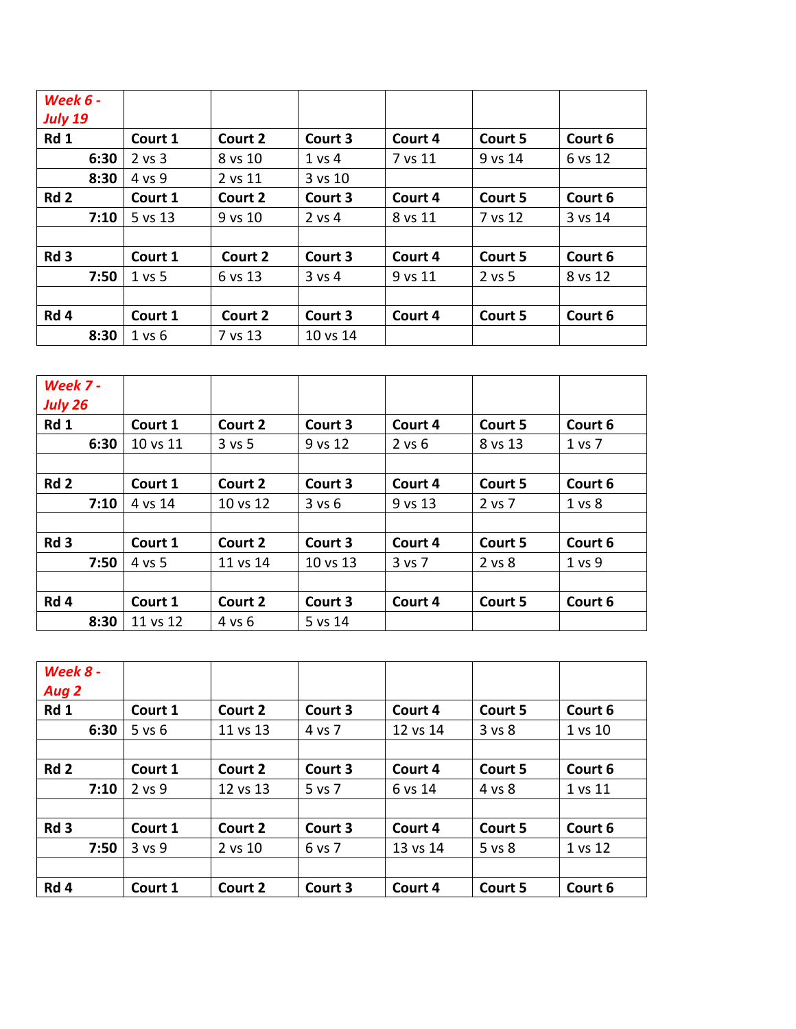| ***Week 6 - July 19*** | | | | | | |
| --- | --- | --- | --- | --- | --- | --- |
| **Rd 1** | **Court 1** | **Court 2** | **Court 3** | **Court 4** | **Court 5** | **Court 6** |
| **6:30** | 2 vs 3 | 8 vs 10 | 1 vs 4 | 7 vs 11 | 9 vs 14 | 6 vs 12 |
| **8:30** | 4 vs 9 | 2 vs 11 | 3 vs 10 | | | |
| **Rd 2** | **Court 1** | **Court 2** | **Court 3** | **Court 4** | **Court 5** | **Court 6** |
| **7:10** | 5 vs 13 | 9 vs 10 | 2 vs 4 | 8 vs 11 | 7 vs 12 | 3 vs 14 |
| | | | | | | |
| **Rd 3** | **Court 1** | **Court 2** | **Court 3** | **Court 4** | **Court 5** | **Court 6** |
| **7:50** | 1 vs 5 | 6 vs 13 | 3 vs 4 | 9 vs 11 | 2 vs 5 | 8 vs 12 |
| | | | | | | |
| **Rd 4** | **Court 1** | **Court 2** | **Court 3** | **Court 4** | **Court 5** | **Court 6** |
| **8:30** | 1 vs 6 | 7 vs 13 | 10 vs 14 | | | |

| ***Week 7 - July 26*** | | | | | | |
| --- | --- | --- | --- | --- | --- | --- |
| **Rd 1** | **Court 1** | **Court 2** | **Court 3** | **Court 4** | **Court 5** | **Court 6** |
| **6:30** | 10 vs 11 | 3 vs 5 | 9 vs 12 | 2 vs 6 | 8 vs 13 | 1 vs 7 |
| | | | | | | |
| **Rd 2** | **Court 1** | **Court 2** | **Court 3** | **Court 4** | **Court 5** | **Court 6** |
| **7:10** | 4 vs 14 | 10 vs 12 | 3 vs 6 | 9 vs 13 | 2 vs 7 | 1 vs 8 |
| | | | | | | |
| **Rd 3** | **Court 1** | **Court 2** | **Court 3** | **Court 4** | **Court 5** | **Court 6** |
| **7:50** | 4 vs 5 | 11 vs 14 | 10 vs 13 | 3 vs 7 | 2 vs 8 | 1 vs 9 |
| | | | | | | |
| **Rd 4** | **Court 1** | **Court 2** | **Court 3** | **Court 4** | **Court 5** | **Court 6** |
| **8:30** | 11 vs 12 | 4 vs 6 | 5 vs 14 | | | |

| ***Week 8 - Aug 2*** | | | | | | |
| --- | --- | --- | --- | --- | --- | --- |
| **Rd 1** | **Court 1** | **Court 2** | **Court 3** | **Court 4** | **Court 5** | **Court 6** |
| **6:30** | 5 vs 6 | 11 vs 13 | 4 vs 7 | 12 vs 14 | 3 vs 8 | 1 vs 10 |
| | | | | | | |
| **Rd 2** | **Court 1** | **Court 2** | **Court 3** | **Court 4** | **Court 5** | **Court 6** |
| **7:10** | 2 vs 9 | 12 vs 13 | 5 vs 7 | 6 vs 14 | 4 vs 8 | 1 vs 11 |
| | | | | | | |
| **Rd 3** | **Court 1** | **Court 2** | **Court 3** | **Court 4** | **Court 5** | **Court 6** |
| **7:50** | 3 vs 9 | 2 vs 10 | 6 vs 7 | 13 vs 14 | 5 vs 8 | 1 vs 12 |
| | | | | | | |
| **Rd 4** | **Court 1** | **Court 2** | **Court 3** | **Court 4** | **Court 5** | **Court 6** |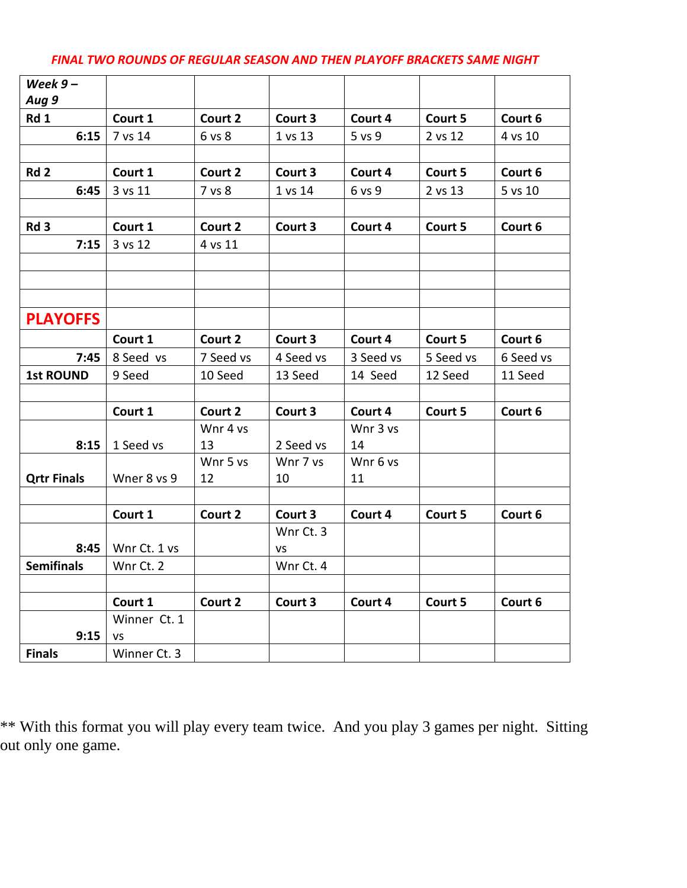*FINAL TWO ROUNDS OF REGULAR SEASON AND THEN PLAYOFF BRACKETS SAME NIGHT*

| | | | | | | |
|---|---|---|---|---|---|---|
| ***Week 9 – Aug 9*** | | | | | | |
| **Rd 1** | **Court 1** | **Court 2** | **Court 3** | **Court 4** | **Court 5** | **Court 6** |
| **6:15** | 7 vs 14 | 6 vs 8 | 1 vs 13 | 5 vs 9 | 2 vs 12 | 4 vs 10 |
| | | | | | | |
| **Rd 2** | **Court 1** | **Court 2** | **Court 3** | **Court 4** | **Court 5** | **Court 6** |
| **6:45** | 3 vs 11 | 7 vs 8 | 1 vs 14 | 6 vs 9 | 2 vs 13 | 5 vs 10 |
| | | | | | | |
| **Rd 3** | **Court 1** | **Court 2** | **Court 3** | **Court 4** | **Court 5** | **Court 6** |
| **7:15** | 3 vs 12 | 4 vs 11 | | | | |
| | | | | | | |
| | | | | | | |
| | | | | | | |
| **PLAYOFFS** | | | | | | |
| | **Court 1** | **Court 2** | **Court 3** | **Court 4** | **Court 5** | **Court 6** |
| **7:45** | 8 Seed vs | 7 Seed vs | 4 Seed vs | 3 Seed vs | 5 Seed vs | 6 Seed vs |
| **1st ROUND** | 9 Seed | 10 Seed | 13 Seed | 14 Seed | 12 Seed | 11 Seed |
| | | | | | | |
| | **Court 1** | **Court 2** | **Court 3** | **Court 4** | **Court 5** | **Court 6** |
| **8:15** | 1 Seed vs | Wnr 4 vs 13 | 2 Seed vs | Wnr 3 vs 14 | | |
| **Qrtr Finals** | Wner 8 vs 9 | Wnr 5 vs 12 | Wnr 7 vs 10 | Wnr 6 vs 11 | | |
| | | | | | | |
| | **Court 1** | **Court 2** | **Court 3** | **Court 4** | **Court 5** | **Court 6** |
| **8:45** | Wnr Ct. 1 vs | | Wnr Ct. 3 vs | | | |
| **Semifinals** | Wnr Ct. 2 | | Wnr Ct. 4 | | | |
| | | | | | | |
| | **Court 1** | **Court 2** | **Court 3** | **Court 4** | **Court 5** | **Court 6** |
| **9:15** | Winner Ct. 1 vs | | | | | |
| **Finals** | Winner Ct. 3 | | | | | |

** With this format you will play every team twice. And you play 3 games per night. Sitting out only one game.